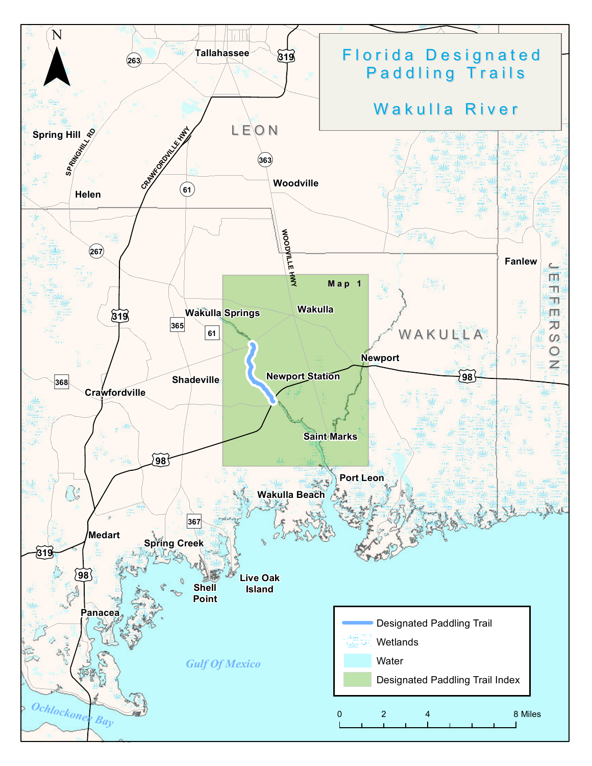# Florida Designated Paddling Trails

## Wakulla River

N

Tallahassee
263
319
Spring Hill
SPRINGHILL RD
CRAWFORDVILLE HWY
LEON
363
Woodville
61
Helen
267
WOODVILLE HWY
Fanlew
JEFFERSON
Map 1
Wakulla Springs
Wakulla
319
365
61
WAKULLA
Newport
Newport Station
98
368
Shadeville
Crawfordville
Saint Marks
98
Port Leon
Wakulla Beach
367
Medart
Spring Creek
319
98
Shell Point
Live Oak Island
Panacea
Gulf Of Mexico
Ochlockonee Bay

- Designated Paddling Trail
- Wetlands
- Water
- Designated Paddling Trail Index

0 2 4 8 Miles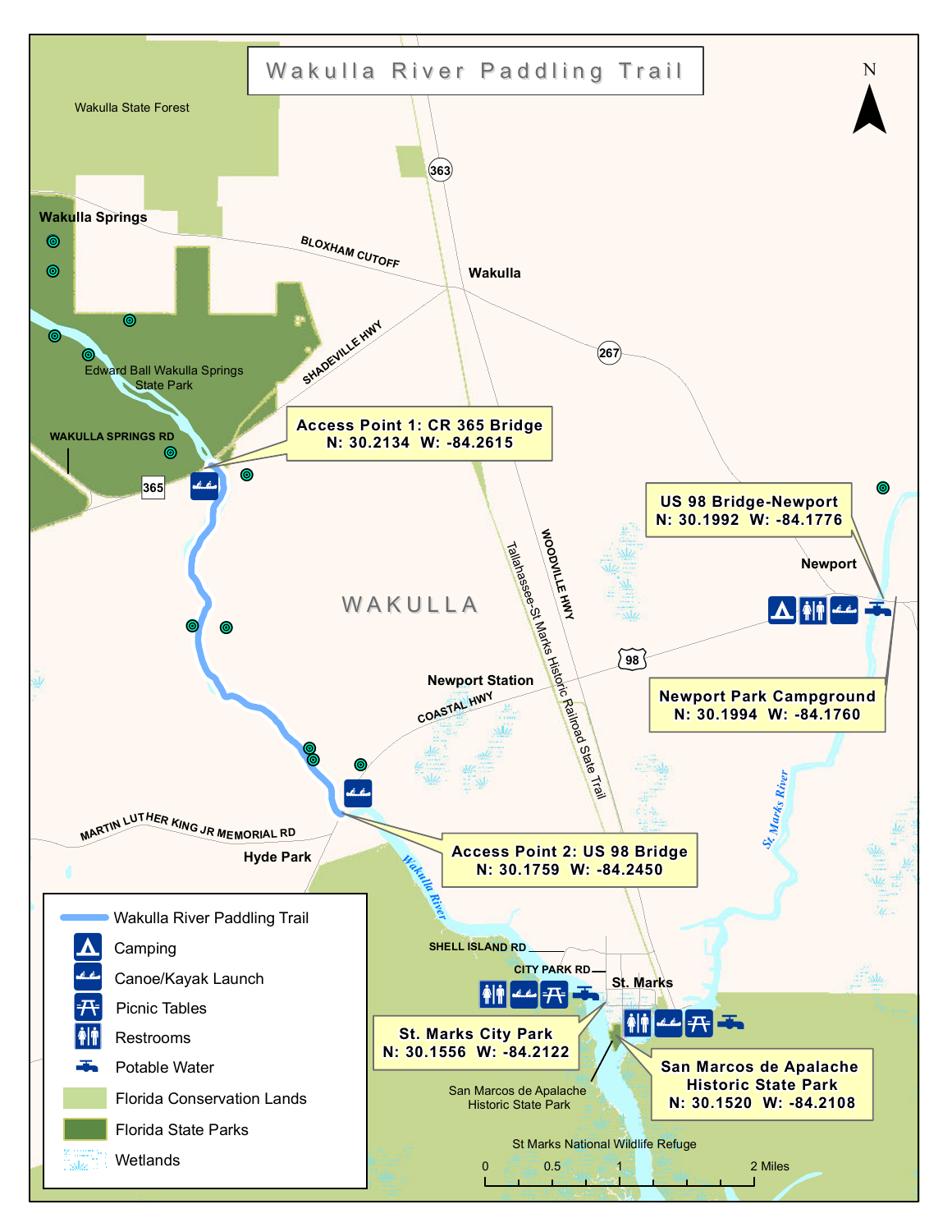# Wakulla River Paddling Trail

Wakulla State Forest

Wakulla Springs

BLOXHAM CUTOFF

Wakulla

363

267

SHADEVILLE HWY

Edward Ball Wakulla Springs State Park

WAKULLA SPRINGS RD

365

**Access Point 1: CR 365 Bridge**
**N: 30.2134 W: -84.2615**

**US 98 Bridge-Newport**
**N: 30.1992 W: -84.1776**

Newport

WAKULLA

WOODVILLE HWY

Tallahassee-St Marks Historic Railroad State Trail

98

**Newport Park Campground**
**N: 30.1994 W: -84.1760**

Newport Station

COASTAL HWY

St. Marks River

MARTIN LUTHER KING JR MEMORIAL RD

Hyde Park

**Access Point 2: US 98 Bridge**
**N: 30.1759 W: -84.2450**

Wakulla River

SHELL ISLAND RD

CITY PARK RD

St. Marks

**St. Marks City Park**
**N: 30.1556 W: -84.2122**

**San Marcos de Apalache Historic State Park**
**N: 30.1520 W: -84.2108**

San Marcos de Apalache Historic State Park

St Marks National Wildlife Refuge

0 0.5 1 2 Miles

N

**Legend**

- Wakulla River Paddling Trail
- Camping
- Canoe/Kayak Launch
- Picnic Tables
- Restrooms
- Potable Water
- Florida Conservation Lands
- Florida State Parks
- Wetlands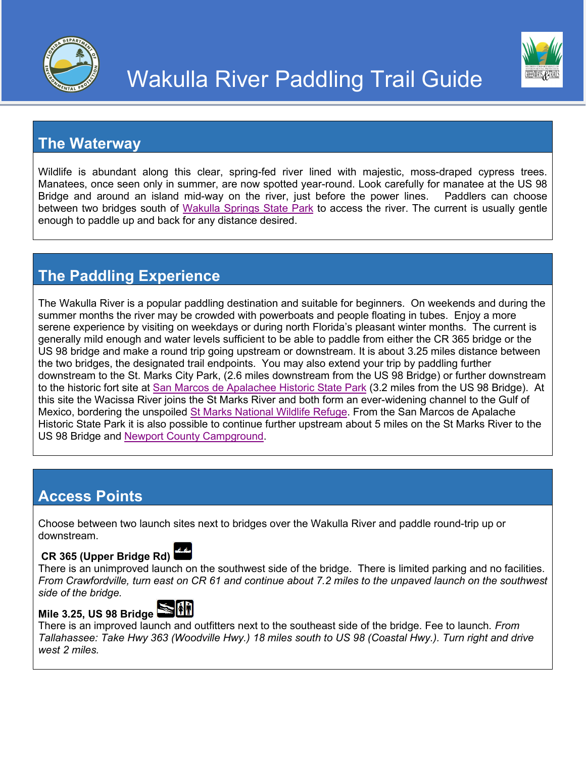# Wakulla River Paddling Trail Guide

## The Waterway

Wildlife is abundant along this clear, spring-fed river lined with majestic, moss-draped cypress trees. Manatees, once seen only in summer, are now spotted year-round. Look carefully for manatee at the US 98 Bridge and around an island mid-way on the river, just before the power lines. Paddlers can choose between two bridges south of Wakulla Springs State Park to access the river. The current is usually gentle enough to paddle up and back for any distance desired.

## The Paddling Experience

The Wakulla River is a popular paddling destination and suitable for beginners. On weekends and during the summer months the river may be crowded with powerboats and people floating in tubes. Enjoy a more serene experience by visiting on weekdays or during north Florida's pleasant winter months. The current is generally mild enough and water levels sufficient to be able to paddle from either the CR 365 bridge or the US 98 bridge and make a round trip going upstream or downstream. It is about 3.25 miles distance between the two bridges, the designated trail endpoints. You may also extend your trip by paddling further downstream to the St. Marks City Park, (2.6 miles downstream from the US 98 Bridge) or further downstream to the historic fort site at San Marcos de Apalachee Historic State Park (3.2 miles from the US 98 Bridge). At this site the Wacissa River joins the St Marks River and both form an ever-widening channel to the Gulf of Mexico, bordering the unspoiled St Marks National Wildlife Refuge. From the San Marcos de Apalache Historic State Park it is also possible to continue further upstream about 5 miles on the St Marks River to the US 98 Bridge and Newport County Campground.

## Access Points

Choose between two launch sites next to bridges over the Wakulla River and paddle round-trip up or downstream.

**CR 365 (Upper Bridge Rd)**
There is an unimproved launch on the southwest side of the bridge. There is limited parking and no facilities. *From Crawfordville, turn east on CR 61 and continue about 7.2 miles to the unpaved launch on the southwest side of the bridge.*

**Mile 3.25, US 98 Bridge**
There is an improved launch and outfitters next to the southeast side of the bridge. Fee to launch. *From Tallahassee: Take Hwy 363 (Woodville Hwy.) 18 miles south to US 98 (Coastal Hwy.). Turn right and drive west 2 miles.*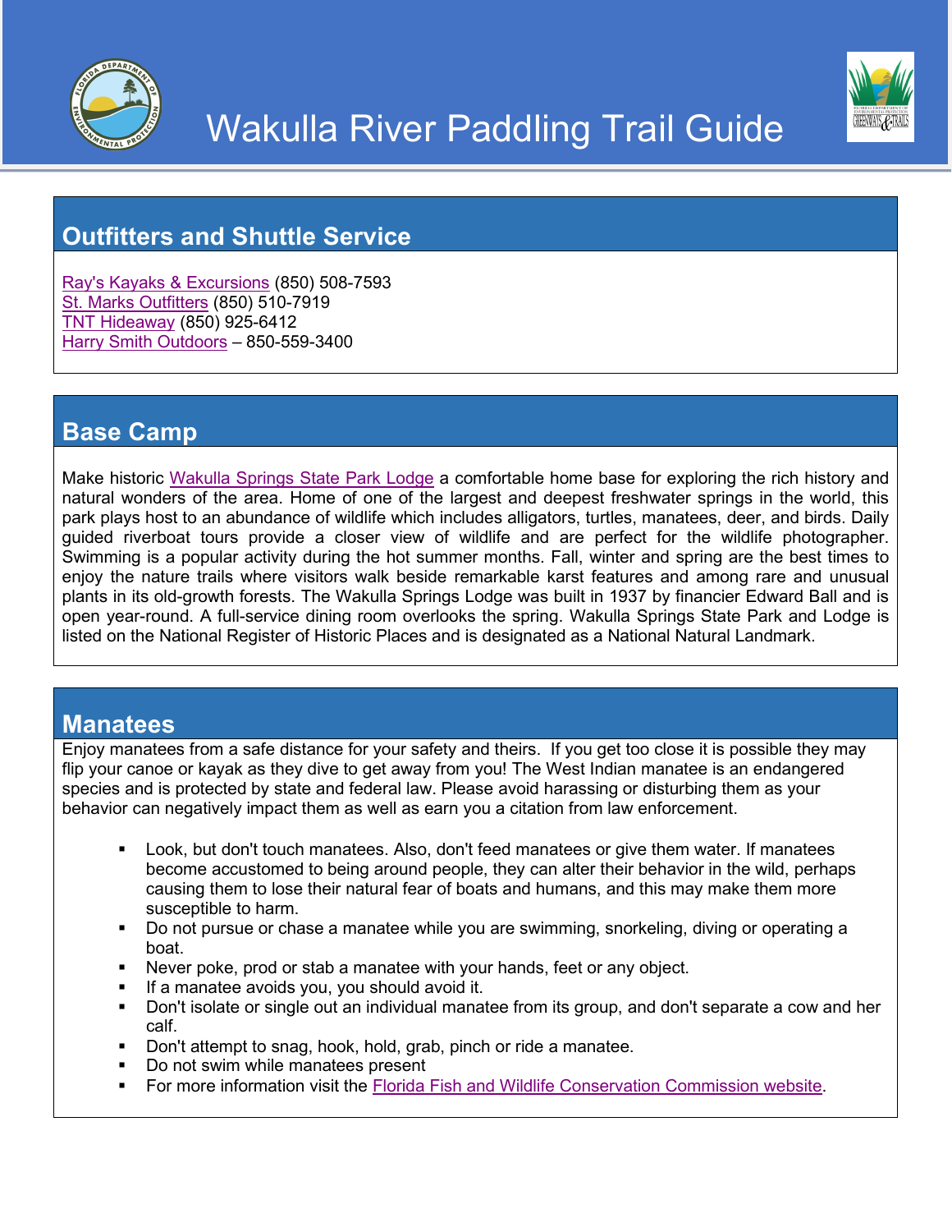# Wakulla River Paddling Trail Guide

## Outfitters and Shuttle Service

Ray's Kayaks & Excursions (850) 508-7593
St. Marks Outfitters (850) 510-7919
TNT Hideaway (850) 925-6412
Harry Smith Outdoors – 850-559-3400

## Base Camp

Make historic Wakulla Springs State Park Lodge a comfortable home base for exploring the rich history and natural wonders of the area. Home of one of the largest and deepest freshwater springs in the world, this park plays host to an abundance of wildlife which includes alligators, turtles, manatees, deer, and birds. Daily guided riverboat tours provide a closer view of wildlife and are perfect for the wildlife photographer. Swimming is a popular activity during the hot summer months. Fall, winter and spring are the best times to enjoy the nature trails where visitors walk beside remarkable karst features and among rare and unusual plants in its old-growth forests. The Wakulla Springs Lodge was built in 1937 by financier Edward Ball and is open year-round. A full-service dining room overlooks the spring. Wakulla Springs State Park and Lodge is listed on the National Register of Historic Places and is designated as a National Natural Landmark.

## Manatees

Enjoy manatees from a safe distance for your safety and theirs. If you get too close it is possible they may flip your canoe or kayak as they dive to get away from you! The West Indian manatee is an endangered species and is protected by state and federal law. Please avoid harassing or disturbing them as your behavior can negatively impact them as well as earn you a citation from law enforcement.

- Look, but don't touch manatees. Also, don't feed manatees or give them water. If manatees become accustomed to being around people, they can alter their behavior in the wild, perhaps causing them to lose their natural fear of boats and humans, and this may make them more susceptible to harm.
- Do not pursue or chase a manatee while you are swimming, snorkeling, diving or operating a boat.
- Never poke, prod or stab a manatee with your hands, feet or any object.
- If a manatee avoids you, you should avoid it.
- Don't isolate or single out an individual manatee from its group, and don't separate a cow and her calf.
- Don't attempt to snag, hook, hold, grab, pinch or ride a manatee.
- Do not swim while manatees present
- For more information visit the Florida Fish and Wildlife Conservation Commission website.